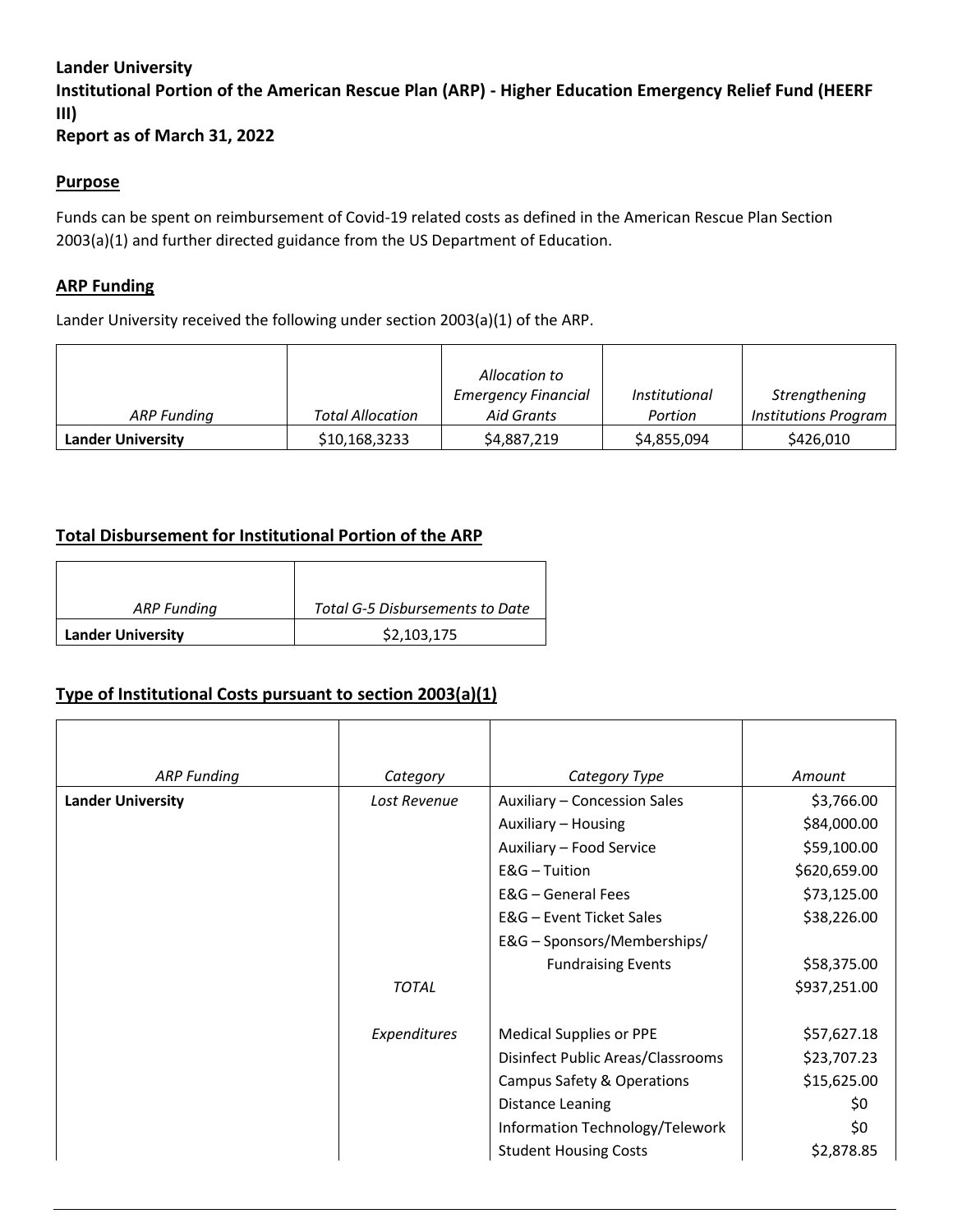**Lander University**
**Institutional Portion of the American Rescue Plan (ARP) - Higher Education Emergency Relief Fund (HEERF III)**
**Report as of March 31, 2022**

## Purpose

Funds can be spent on reimbursement of Covid-19 related costs as defined in the American Rescue Plan Section 2003(a)(1) and further directed guidance from the US Department of Education.

## ARP Funding

Lander University received the following under section 2003(a)(1) of the ARP.

| *ARP Funding* | *Total Allocation* | *Allocation to Emergency Financial Aid Grants* | *Institutional Portion* | *Strengthening Institutions Program* |
|---|---|---|---|---|
| **Lander University** | $10,168,3233 | $4,887,219 | $4,855,094 | $426,010 |

## Total Disbursement for Institutional Portion of the ARP

| *ARP Funding* | *Total G-5 Disbursements to Date* |
|---|---|
| **Lander University** | $2,103,175 |

## Type of Institutional Costs pursuant to section 2003(a)(1)

| *ARP Funding* | *Category* | *Category Type* | *Amount* |
|---|---|---|---|
| **Lander University** | *Lost Revenue* | Auxiliary – Concession Sales | $3,766.00 |
| | | Auxiliary – Housing | $84,000.00 |
| | | Auxiliary – Food Service | $59,100.00 |
| | | E&G – Tuition | $620,659.00 |
| | | E&G – General Fees | $73,125.00 |
| | | E&G – Event Ticket Sales | $38,226.00 |
| | | E&G – Sponsors/Memberships/ Fundraising Events | $58,375.00 |
| | *TOTAL* | | $937,251.00 |
| | *Expenditures* | Medical Supplies or PPE | $57,627.18 |
| | | Disinfect Public Areas/Classrooms | $23,707.23 |
| | | Campus Safety & Operations | $15,625.00 |
| | | Distance Leaning | $0 |
| | | Information Technology/Telework | $0 |
| | | Student Housing Costs | $2,878.85 |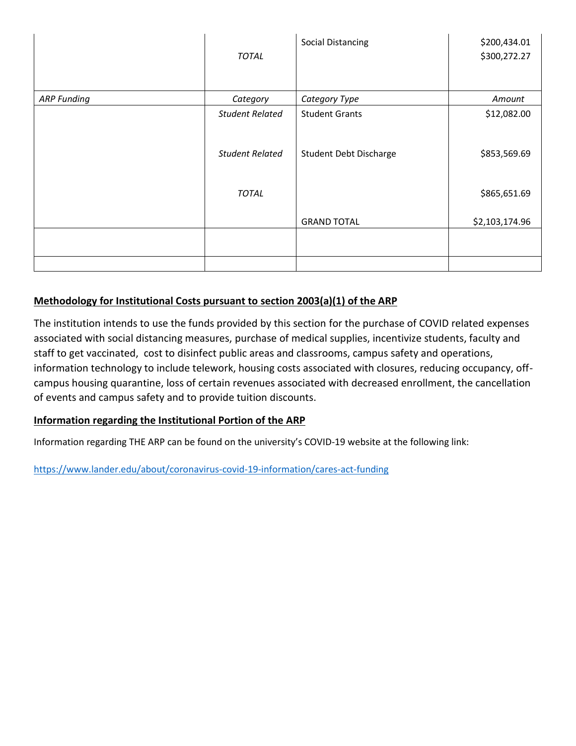| | | | |
|---|---|---|---|
| | *TOTAL* | Social Distancing | $200,434.01<br>$300,272.27 |
| *ARP Funding* | *Category* | *Category Type* | *Amount* |
| | *Student Related* | Student Grants | $12,082.00 |
| | *Student Related* | Student Debt Discharge | $853,569.69 |
| | *TOTAL* | | $865,651.69 |
| | | GRAND TOTAL | $2,103,174.96 |
| | | | |
| | | | |

**Methodology for Institutional Costs pursuant to section 2003(a)(1) of the ARP**

The institution intends to use the funds provided by this section for the purchase of COVID related expenses associated with social distancing measures, purchase of medical supplies, incentivize students, faculty and staff to get vaccinated, cost to disinfect public areas and classrooms, campus safety and operations, information technology to include telework, housing costs associated with closures, reducing occupancy, off-campus housing quarantine, loss of certain revenues associated with decreased enrollment, the cancellation of events and campus safety and to provide tuition discounts.

**Information regarding the Institutional Portion of the ARP**

Information regarding THE ARP can be found on the university's COVID-19 website at the following link:

https://www.lander.edu/about/coronavirus-covid-19-information/cares-act-funding